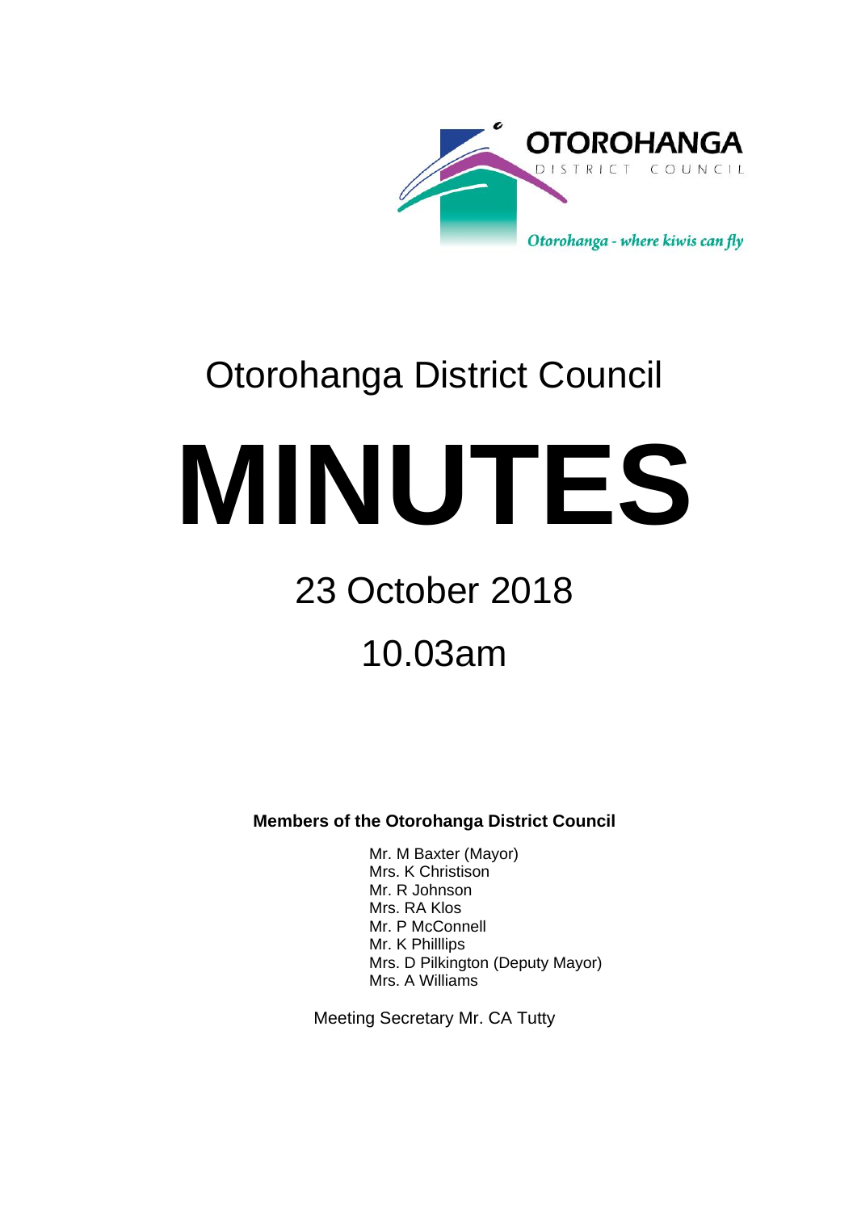OTOROHANGA DISTRICT COUNCIL

*Otorohanga - where kiwis can fly*

# Otorohanga District Council

# MINUTES

## 23 October 2018

## 10.03am

**Members of the Otorohanga District Council**

Mr. M Baxter (Mayor)
Mrs. K Christison
Mr. R Johnson
Mrs. RA Klos
Mr. P McConnell
Mr. K Philllips
Mrs. D Pilkington (Deputy Mayor)
Mrs. A Williams

Meeting Secretary Mr. CA Tutty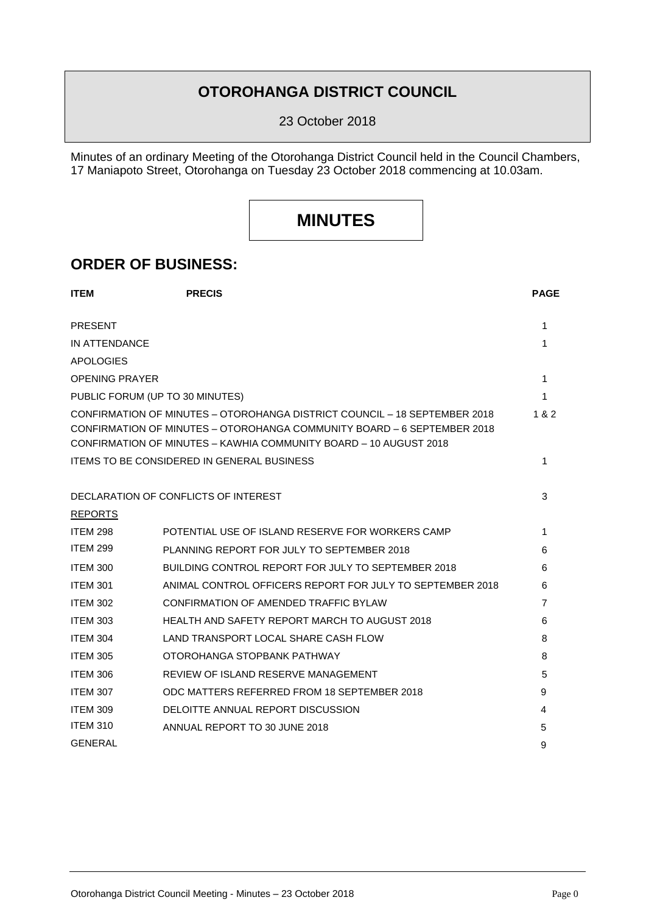# OTOROHANGA DISTRICT COUNCIL

23 October 2018

Minutes of an ordinary Meeting of the Otorohanga District Council held in the Council Chambers, 17 Maniapoto Street, Otorohanga on Tuesday 23 October 2018 commencing at 10.03am.

# MINUTES

## ORDER OF BUSINESS:

| ITEM | PRECIS | PAGE |
|---|---|---|
| PRESENT | | 1 |
| IN ATTENDANCE | | 1 |
| APOLOGIES | | |
| OPENING PRAYER | | 1 |
| PUBLIC FORUM (UP TO 30 MINUTES) | | 1 |
| CONFIRMATION OF MINUTES – OTOROHANGA DISTRICT COUNCIL – 18 SEPTEMBER 2018<br>CONFIRMATION OF MINUTES – OTOROHANGA COMMUNITY BOARD – 6 SEPTEMBER 2018<br>CONFIRMATION OF MINUTES – KAWHIA COMMUNITY BOARD – 10 AUGUST 2018 | | 1 & 2 |
| ITEMS TO BE CONSIDERED IN GENERAL BUSINESS | | 1 |
| DECLARATION OF CONFLICTS OF INTEREST | | 3 |
| REPORTS | | |
| ITEM 298 | POTENTIAL USE OF ISLAND RESERVE FOR WORKERS CAMP | 1 |
| ITEM 299 | PLANNING REPORT FOR JULY TO SEPTEMBER 2018 | 6 |
| ITEM 300 | BUILDING CONTROL REPORT FOR JULY TO SEPTEMBER 2018 | 6 |
| ITEM 301 | ANIMAL CONTROL OFFICERS REPORT FOR JULY TO SEPTEMBER 2018 | 6 |
| ITEM 302 | CONFIRMATION OF AMENDED TRAFFIC BYLAW | 7 |
| ITEM 303 | HEALTH AND SAFETY REPORT MARCH TO AUGUST 2018 | 6 |
| ITEM 304 | LAND TRANSPORT LOCAL SHARE CASH FLOW | 8 |
| ITEM 305 | OTOROHANGA STOPBANK PATHWAY | 8 |
| ITEM 306 | REVIEW OF ISLAND RESERVE MANAGEMENT | 5 |
| ITEM 307 | ODC MATTERS REFERRED FROM 18 SEPTEMBER 2018 | 9 |
| ITEM 309 | DELOITTE ANNUAL REPORT DISCUSSION | 4 |
| ITEM 310 | ANNUAL REPORT TO 30 JUNE 2018 | 5 |
| GENERAL | | 9 |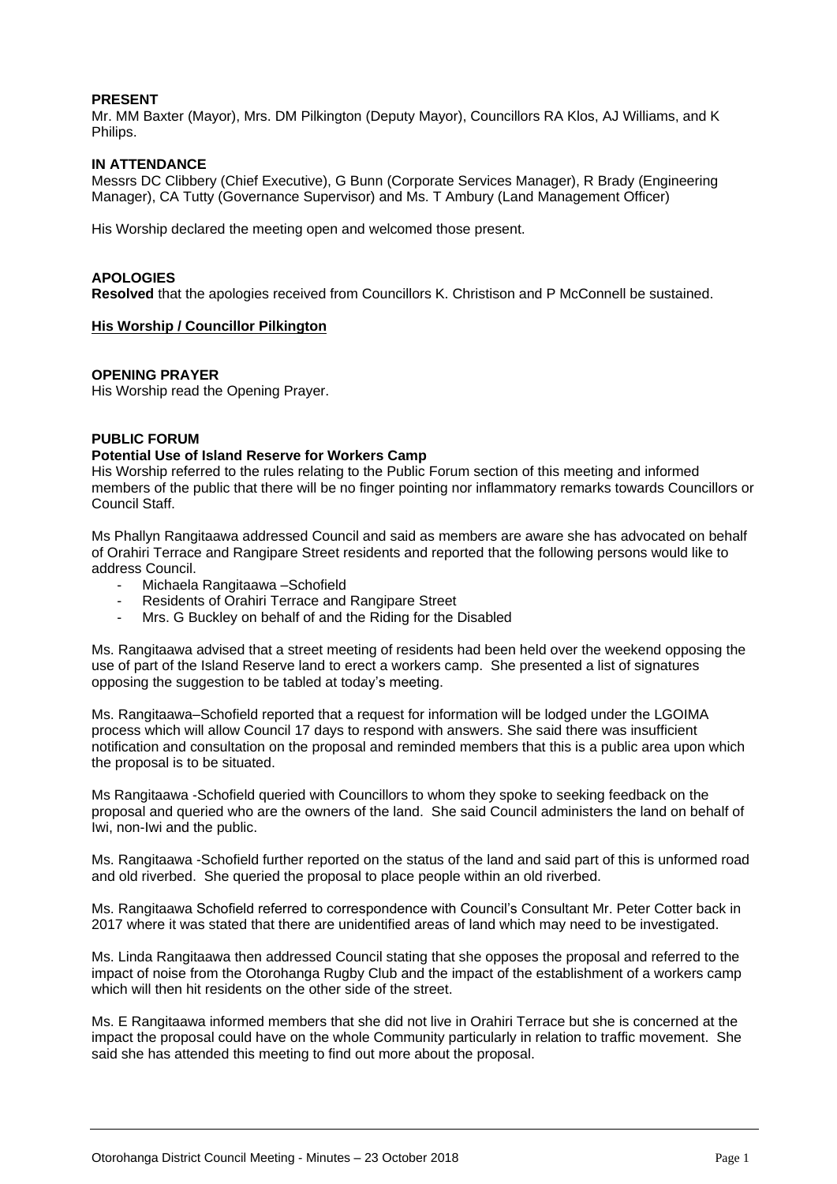**PRESENT**
Mr. MM Baxter (Mayor), Mrs. DM Pilkington (Deputy Mayor), Councillors RA Klos, AJ Williams, and K Philips.

**IN ATTENDANCE**
Messrs DC Clibbery (Chief Executive), G Bunn (Corporate Services Manager), R Brady (Engineering Manager), CA Tutty (Governance Supervisor) and Ms. T Ambury (Land Management Officer)

His Worship declared the meeting open and welcomed those present.

**APOLOGIES**
**Resolved** that the apologies received from Councillors K. Christison and P McConnell be sustained.

**His Worship / Councillor Pilkington**

**OPENING PRAYER**
His Worship read the Opening Prayer.

**PUBLIC FORUM**
**Potential Use of Island Reserve for Workers Camp**
His Worship referred to the rules relating to the Public Forum section of this meeting and informed members of the public that there will be no finger pointing nor inflammatory remarks towards Councillors or Council Staff.

Ms Phallyn Rangitaawa addressed Council and said as members are aware she has advocated on behalf of Orahiri Terrace and Rangipare Street residents and reported that the following persons would like to address Council.

- Michaela Rangitaawa –Schofield
- Residents of Orahiri Terrace and Rangipare Street
- Mrs. G Buckley on behalf of and the Riding for the Disabled

Ms. Rangitaawa advised that a street meeting of residents had been held over the weekend opposing the use of part of the Island Reserve land to erect a workers camp. She presented a list of signatures opposing the suggestion to be tabled at today's meeting.

Ms. Rangitaawa–Schofield reported that a request for information will be lodged under the LGOIMA process which will allow Council 17 days to respond with answers. She said there was insufficient notification and consultation on the proposal and reminded members that this is a public area upon which the proposal is to be situated.

Ms Rangitaawa -Schofield queried with Councillors to whom they spoke to seeking feedback on the proposal and queried who are the owners of the land. She said Council administers the land on behalf of Iwi, non-Iwi and the public.

Ms. Rangitaawa -Schofield further reported on the status of the land and said part of this is unformed road and old riverbed. She queried the proposal to place people within an old riverbed.

Ms. Rangitaawa Schofield referred to correspondence with Council's Consultant Mr. Peter Cotter back in 2017 where it was stated that there are unidentified areas of land which may need to be investigated.

Ms. Linda Rangitaawa then addressed Council stating that she opposes the proposal and referred to the impact of noise from the Otorohanga Rugby Club and the impact of the establishment of a workers camp which will then hit residents on the other side of the street.

Ms. E Rangitaawa informed members that she did not live in Orahiri Terrace but she is concerned at the impact the proposal could have on the whole Community particularly in relation to traffic movement. She said she has attended this meeting to find out more about the proposal.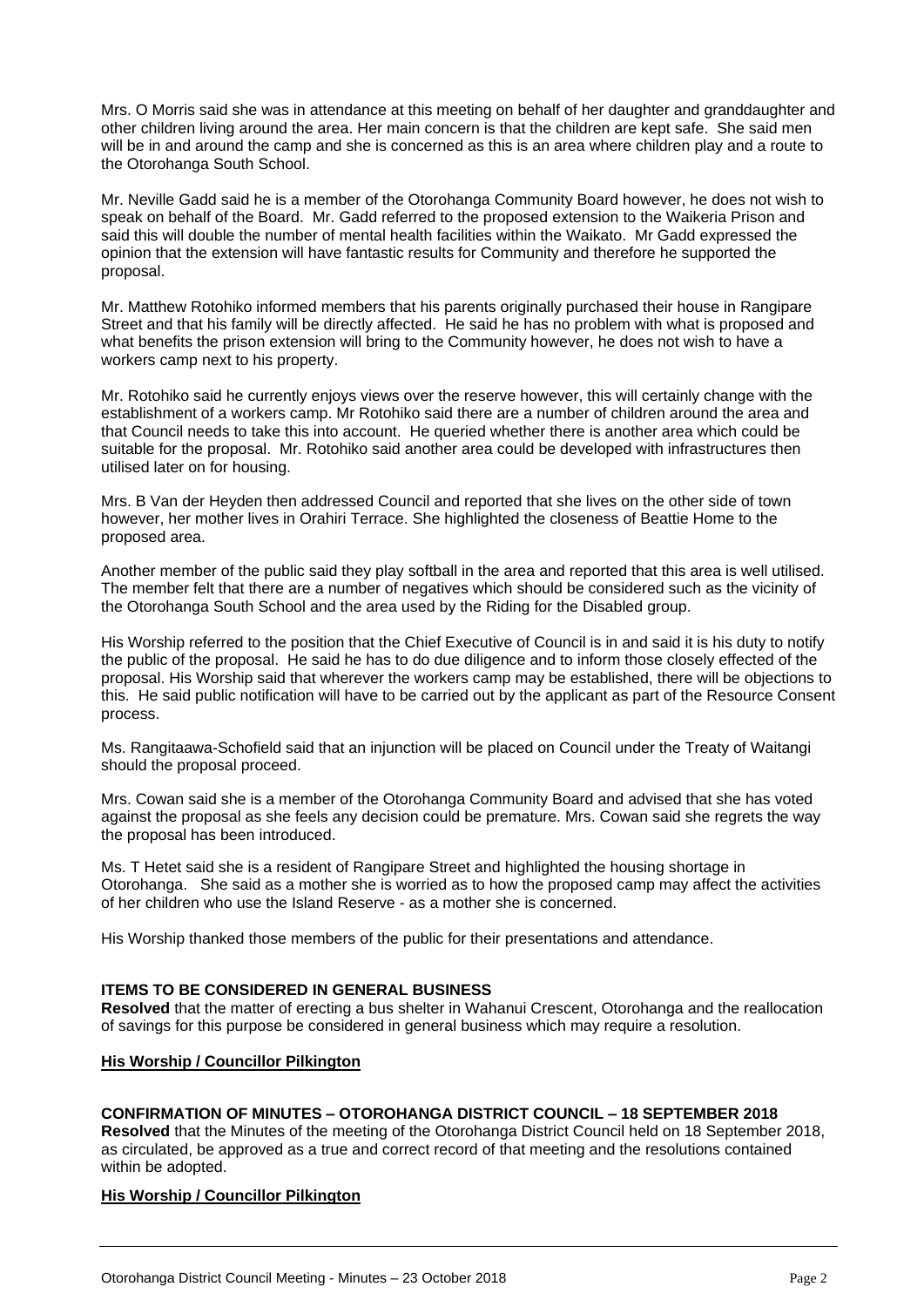Mrs. O Morris said she was in attendance at this meeting on behalf of her daughter and granddaughter and other children living around the area. Her main concern is that the children are kept safe. She said men will be in and around the camp and she is concerned as this is an area where children play and a route to the Otorohanga South School.

Mr. Neville Gadd said he is a member of the Otorohanga Community Board however, he does not wish to speak on behalf of the Board. Mr. Gadd referred to the proposed extension to the Waikeria Prison and said this will double the number of mental health facilities within the Waikato. Mr Gadd expressed the opinion that the extension will have fantastic results for Community and therefore he supported the proposal.

Mr. Matthew Rotohiko informed members that his parents originally purchased their house in Rangipare Street and that his family will be directly affected. He said he has no problem with what is proposed and what benefits the prison extension will bring to the Community however, he does not wish to have a workers camp next to his property.

Mr. Rotohiko said he currently enjoys views over the reserve however, this will certainly change with the establishment of a workers camp. Mr Rotohiko said there are a number of children around the area and that Council needs to take this into account. He queried whether there is another area which could be suitable for the proposal. Mr. Rotohiko said another area could be developed with infrastructures then utilised later on for housing.

Mrs. B Van der Heyden then addressed Council and reported that she lives on the other side of town however, her mother lives in Orahiri Terrace. She highlighted the closeness of Beattie Home to the proposed area.

Another member of the public said they play softball in the area and reported that this area is well utilised. The member felt that there are a number of negatives which should be considered such as the vicinity of the Otorohanga South School and the area used by the Riding for the Disabled group.

His Worship referred to the position that the Chief Executive of Council is in and said it is his duty to notify the public of the proposal. He said he has to do due diligence and to inform those closely effected of the proposal. His Worship said that wherever the workers camp may be established, there will be objections to this. He said public notification will have to be carried out by the applicant as part of the Resource Consent process.

Ms. Rangitaawa-Schofield said that an injunction will be placed on Council under the Treaty of Waitangi should the proposal proceed.

Mrs. Cowan said she is a member of the Otorohanga Community Board and advised that she has voted against the proposal as she feels any decision could be premature. Mrs. Cowan said she regrets the way the proposal has been introduced.

Ms. T Hetet said she is a resident of Rangipare Street and highlighted the housing shortage in Otorohanga. She said as a mother she is worried as to how the proposed camp may affect the activities of her children who use the Island Reserve - as a mother she is concerned.

His Worship thanked those members of the public for their presentations and attendance.

**ITEMS TO BE CONSIDERED IN GENERAL BUSINESS**

**Resolved** that the matter of erecting a bus shelter in Wahanui Crescent, Otorohanga and the reallocation of savings for this purpose be considered in general business which may require a resolution.

**His Worship / Councillor Pilkington**

**CONFIRMATION OF MINUTES – OTOROHANGA DISTRICT COUNCIL – 18 SEPTEMBER 2018**

**Resolved** that the Minutes of the meeting of the Otorohanga District Council held on 18 September 2018, as circulated, be approved as a true and correct record of that meeting and the resolutions contained within be adopted.

**His Worship / Councillor Pilkington**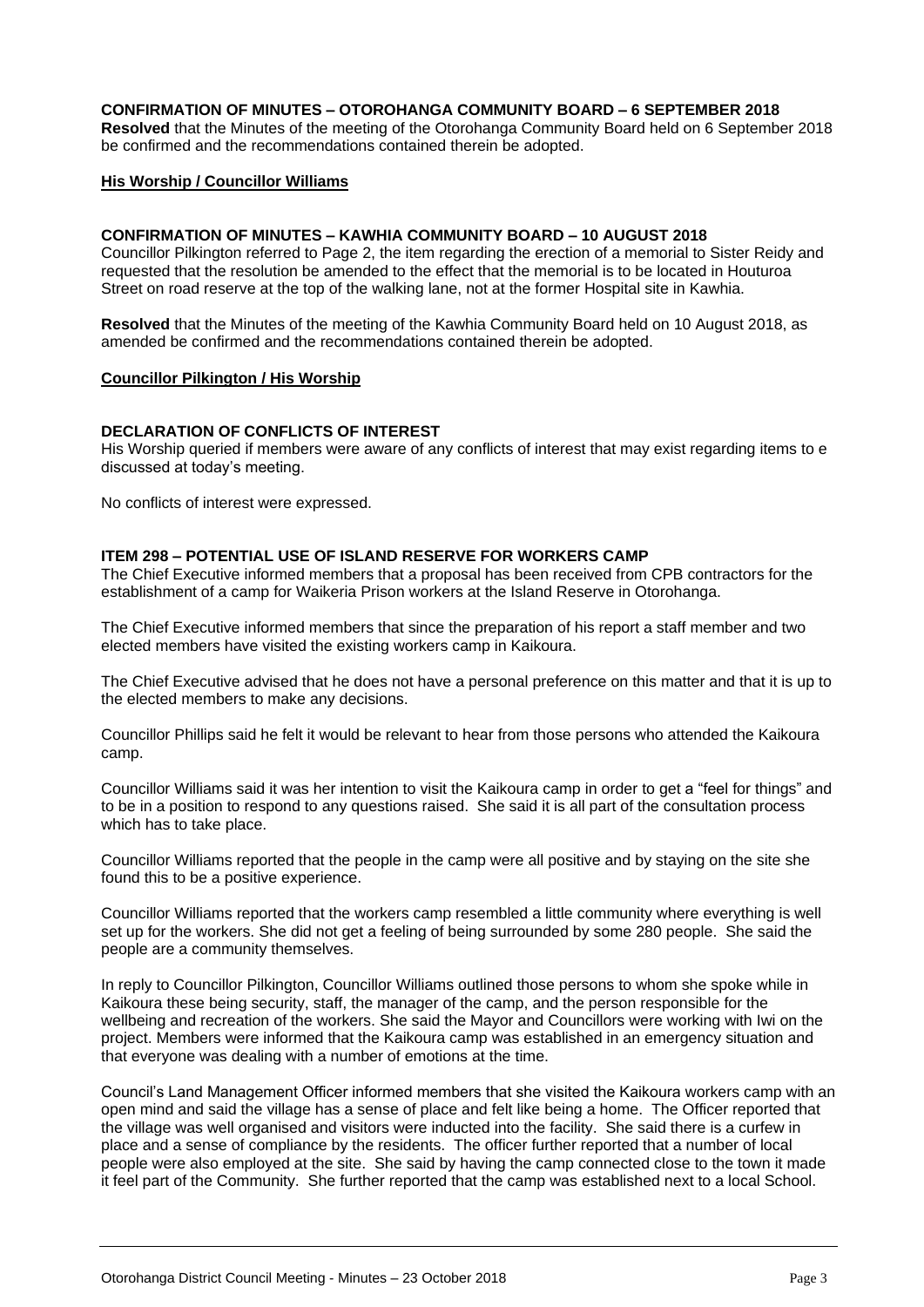**CONFIRMATION OF MINUTES – OTOROHANGA COMMUNITY BOARD – 6 SEPTEMBER 2018**

**Resolved** that the Minutes of the meeting of the Otorohanga Community Board held on 6 September 2018 be confirmed and the recommendations contained therein be adopted.

**His Worship / Councillor Williams**

**CONFIRMATION OF MINUTES – KAWHIA COMMUNITY BOARD – 10 AUGUST 2018**

Councillor Pilkington referred to Page 2, the item regarding the erection of a memorial to Sister Reidy and requested that the resolution be amended to the effect that the memorial is to be located in Houturoa Street on road reserve at the top of the walking lane, not at the former Hospital site in Kawhia.

**Resolved** that the Minutes of the meeting of the Kawhia Community Board held on 10 August 2018, as amended be confirmed and the recommendations contained therein be adopted.

**Councillor Pilkington / His Worship**

**DECLARATION OF CONFLICTS OF INTEREST**

His Worship queried if members were aware of any conflicts of interest that may exist regarding items to e discussed at today's meeting.

No conflicts of interest were expressed.

**ITEM 298 – POTENTIAL USE OF ISLAND RESERVE FOR WORKERS CAMP**

The Chief Executive informed members that a proposal has been received from CPB contractors for the establishment of a camp for Waikeria Prison workers at the Island Reserve in Otorohanga.

The Chief Executive informed members that since the preparation of his report a staff member and two elected members have visited the existing workers camp in Kaikoura.

The Chief Executive advised that he does not have a personal preference on this matter and that it is up to the elected members to make any decisions.

Councillor Phillips said he felt it would be relevant to hear from those persons who attended the Kaikoura camp.

Councillor Williams said it was her intention to visit the Kaikoura camp in order to get a "feel for things" and to be in a position to respond to any questions raised. She said it is all part of the consultation process which has to take place.

Councillor Williams reported that the people in the camp were all positive and by staying on the site she found this to be a positive experience.

Councillor Williams reported that the workers camp resembled a little community where everything is well set up for the workers. She did not get a feeling of being surrounded by some 280 people. She said the people are a community themselves.

In reply to Councillor Pilkington, Councillor Williams outlined those persons to whom she spoke while in Kaikoura these being security, staff, the manager of the camp, and the person responsible for the wellbeing and recreation of the workers. She said the Mayor and Councillors were working with Iwi on the project. Members were informed that the Kaikoura camp was established in an emergency situation and that everyone was dealing with a number of emotions at the time.

Council's Land Management Officer informed members that she visited the Kaikoura workers camp with an open mind and said the village has a sense of place and felt like being a home. The Officer reported that the village was well organised and visitors were inducted into the facility. She said there is a curfew in place and a sense of compliance by the residents. The officer further reported that a number of local people were also employed at the site. She said by having the camp connected close to the town it made it feel part of the Community. She further reported that the camp was established next to a local School.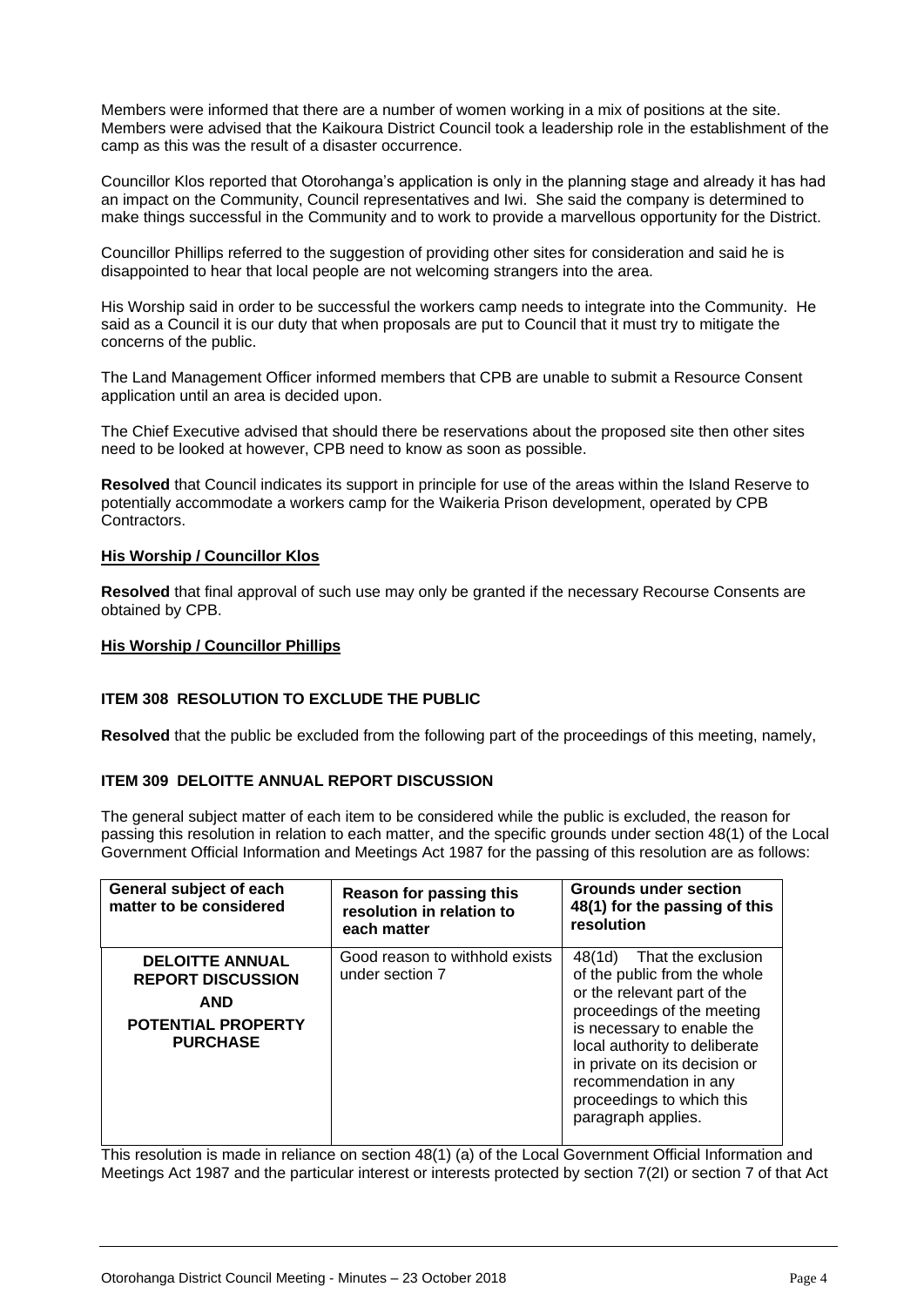Members were informed that there are a number of women working in a mix of positions at the site. Members were advised that the Kaikoura District Council took a leadership role in the establishment of the camp as this was the result of a disaster occurrence.

Councillor Klos reported that Otorohanga's application is only in the planning stage and already it has had an impact on the Community, Council representatives and Iwi. She said the company is determined to make things successful in the Community and to work to provide a marvellous opportunity for the District.

Councillor Phillips referred to the suggestion of providing other sites for consideration and said he is disappointed to hear that local people are not welcoming strangers into the area.

His Worship said in order to be successful the workers camp needs to integrate into the Community. He said as a Council it is our duty that when proposals are put to Council that it must try to mitigate the concerns of the public.

The Land Management Officer informed members that CPB are unable to submit a Resource Consent application until an area is decided upon.

The Chief Executive advised that should there be reservations about the proposed site then other sites need to be looked at however, CPB need to know as soon as possible.

**Resolved** that Council indicates its support in principle for use of the areas within the Island Reserve to potentially accommodate a workers camp for the Waikeria Prison development, operated by CPB Contractors.

**His Worship / Councillor Klos**

**Resolved** that final approval of such use may only be granted if the necessary Recourse Consents are obtained by CPB.

**His Worship / Councillor Phillips**

### ITEM 308 RESOLUTION TO EXCLUDE THE PUBLIC

**Resolved** that the public be excluded from the following part of the proceedings of this meeting, namely,

### ITEM 309 DELOITTE ANNUAL REPORT DISCUSSION

The general subject matter of each item to be considered while the public is excluded, the reason for passing this resolution in relation to each matter, and the specific grounds under section 48(1) of the Local Government Official Information and Meetings Act 1987 for the passing of this resolution are as follows:

| General subject of each matter to be considered | Reason for passing this resolution in relation to each matter | Grounds under section 48(1) for the passing of this resolution |
|---|---|---|
| **DELOITTE ANNUAL REPORT DISCUSSION AND POTENTIAL PROPERTY PURCHASE** | Good reason to withhold exists under section 7 | 48(1d) That the exclusion of the public from the whole or the relevant part of the proceedings of the meeting is necessary to enable the local authority to deliberate in private on its decision or recommendation in any proceedings to which this paragraph applies. |

This resolution is made in reliance on section 48(1) (a) of the Local Government Official Information and Meetings Act 1987 and the particular interest or interests protected by section 7(2I) or section 7 of that Act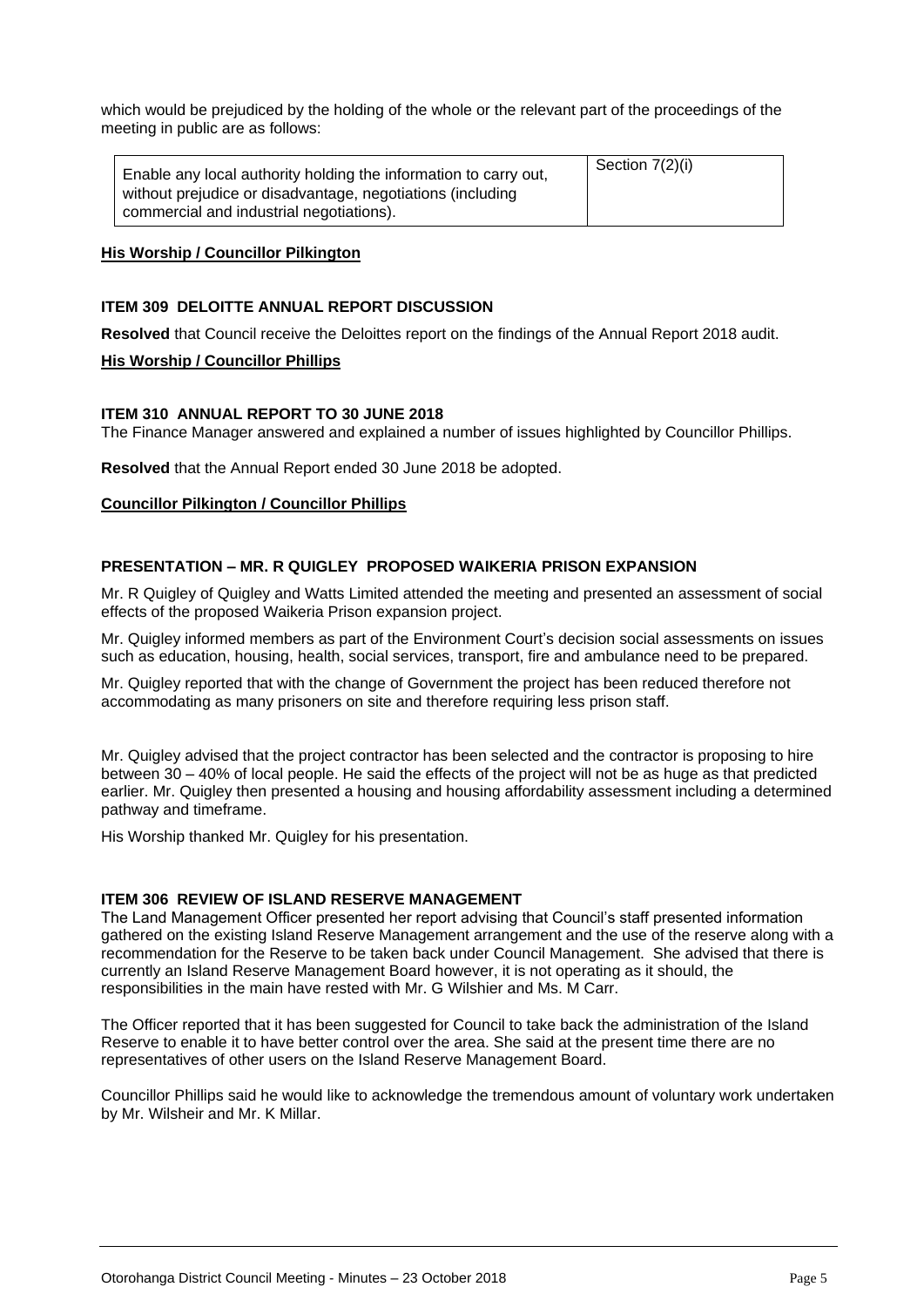which would be prejudiced by the holding of the whole or the relevant part of the proceedings of the meeting in public are as follows:

| | |
|---|---|
| Enable any local authority holding the information to carry out, without prejudice or disadvantage, negotiations (including commercial and industrial negotiations). | Section 7(2)(i) |

**His Worship / Councillor Pilkington**

**ITEM 309 DELOITTE ANNUAL REPORT DISCUSSION**

**Resolved** that Council receive the Deloittes report on the findings of the Annual Report 2018 audit.

**His Worship / Councillor Phillips**

**ITEM 310 ANNUAL REPORT TO 30 JUNE 2018**

The Finance Manager answered and explained a number of issues highlighted by Councillor Phillips.

**Resolved** that the Annual Report ended 30 June 2018 be adopted.

**Councillor Pilkington / Councillor Phillips**

**PRESENTATION – MR. R QUIGLEY PROPOSED WAIKERIA PRISON EXPANSION**

Mr. R Quigley of Quigley and Watts Limited attended the meeting and presented an assessment of social effects of the proposed Waikeria Prison expansion project.

Mr. Quigley informed members as part of the Environment Court's decision social assessments on issues such as education, housing, health, social services, transport, fire and ambulance need to be prepared.

Mr. Quigley reported that with the change of Government the project has been reduced therefore not accommodating as many prisoners on site and therefore requiring less prison staff.

Mr. Quigley advised that the project contractor has been selected and the contractor is proposing to hire between 30 – 40% of local people. He said the effects of the project will not be as huge as that predicted earlier. Mr. Quigley then presented a housing and housing affordability assessment including a determined pathway and timeframe.

His Worship thanked Mr. Quigley for his presentation.

**ITEM 306 REVIEW OF ISLAND RESERVE MANAGEMENT**

The Land Management Officer presented her report advising that Council's staff presented information gathered on the existing Island Reserve Management arrangement and the use of the reserve along with a recommendation for the Reserve to be taken back under Council Management. She advised that there is currently an Island Reserve Management Board however, it is not operating as it should, the responsibilities in the main have rested with Mr. G Wilshier and Ms. M Carr.

The Officer reported that it has been suggested for Council to take back the administration of the Island Reserve to enable it to have better control over the area. She said at the present time there are no representatives of other users on the Island Reserve Management Board.

Councillor Phillips said he would like to acknowledge the tremendous amount of voluntary work undertaken by Mr. Wilsheir and Mr. K Millar.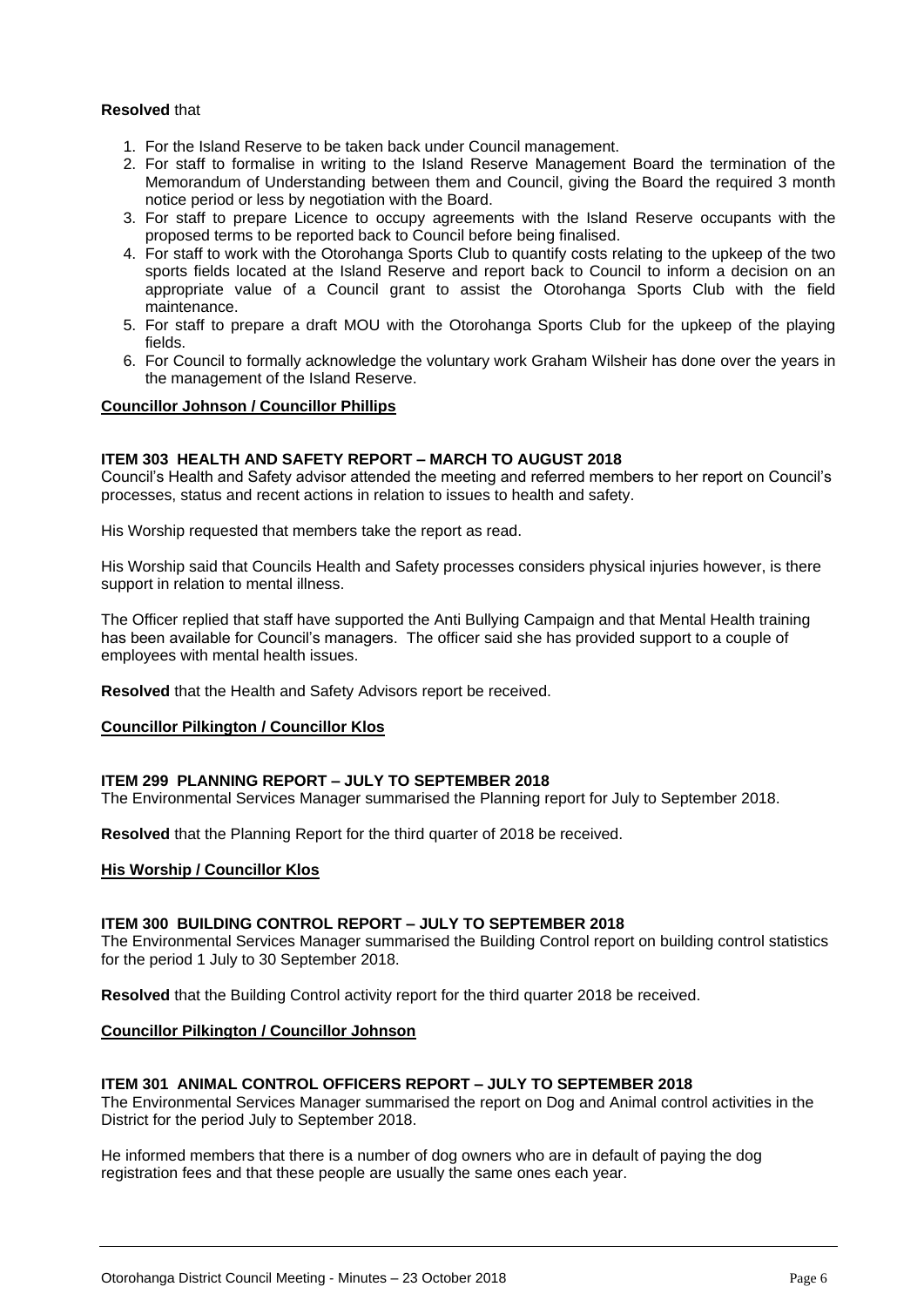**Resolved** that

1. For the Island Reserve to be taken back under Council management.
2. For staff to formalise in writing to the Island Reserve Management Board the termination of the Memorandum of Understanding between them and Council, giving the Board the required 3 month notice period or less by negotiation with the Board.
3. For staff to prepare Licence to occupy agreements with the Island Reserve occupants with the proposed terms to be reported back to Council before being finalised.
4. For staff to work with the Otorohanga Sports Club to quantify costs relating to the upkeep of the two sports fields located at the Island Reserve and report back to Council to inform a decision on an appropriate value of a Council grant to assist the Otorohanga Sports Club with the field maintenance.
5. For staff to prepare a draft MOU with the Otorohanga Sports Club for the upkeep of the playing fields.
6. For Council to formally acknowledge the voluntary work Graham Wilsheir has done over the years in the management of the Island Reserve.

**Councillor Johnson / Councillor Phillips**

**ITEM 303 HEALTH AND SAFETY REPORT – MARCH TO AUGUST 2018**

Council's Health and Safety advisor attended the meeting and referred members to her report on Council's processes, status and recent actions in relation to issues to health and safety.

His Worship requested that members take the report as read.

His Worship said that Councils Health and Safety processes considers physical injuries however, is there support in relation to mental illness.

The Officer replied that staff have supported the Anti Bullying Campaign and that Mental Health training has been available for Council's managers. The officer said she has provided support to a couple of employees with mental health issues.

**Resolved** that the Health and Safety Advisors report be received.

**Councillor Pilkington / Councillor Klos**

**ITEM 299 PLANNING REPORT – JULY TO SEPTEMBER 2018**

The Environmental Services Manager summarised the Planning report for July to September 2018.

**Resolved** that the Planning Report for the third quarter of 2018 be received.

**His Worship / Councillor Klos**

**ITEM 300 BUILDING CONTROL REPORT – JULY TO SEPTEMBER 2018**

The Environmental Services Manager summarised the Building Control report on building control statistics for the period 1 July to 30 September 2018.

**Resolved** that the Building Control activity report for the third quarter 2018 be received.

**Councillor Pilkington / Councillor Johnson**

**ITEM 301 ANIMAL CONTROL OFFICERS REPORT – JULY TO SEPTEMBER 2018**

The Environmental Services Manager summarised the report on Dog and Animal control activities in the District for the period July to September 2018.

He informed members that there is a number of dog owners who are in default of paying the dog registration fees and that these people are usually the same ones each year.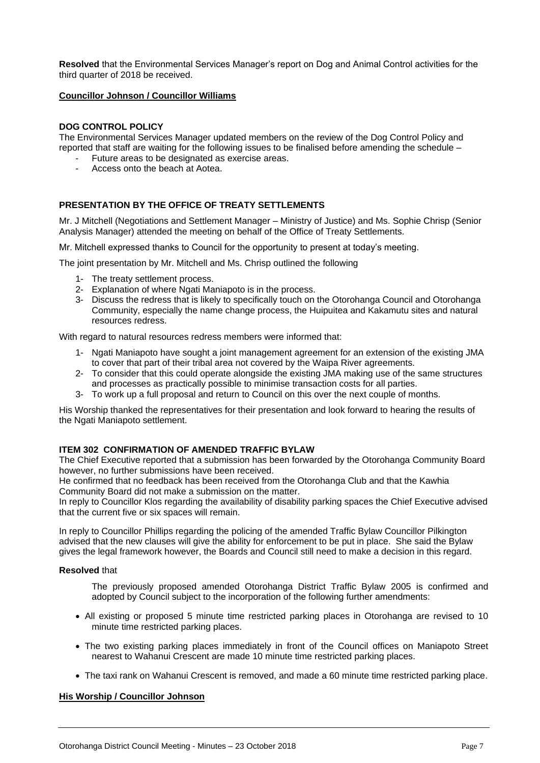**Resolved** that the Environmental Services Manager's report on Dog and Animal Control activities for the third quarter of 2018 be received.

**Councillor Johnson / Councillor Williams**

**DOG CONTROL POLICY**

The Environmental Services Manager updated members on the review of the Dog Control Policy and reported that staff are waiting for the following issues to be finalised before amending the schedule –

- Future areas to be designated as exercise areas.
- Access onto the beach at Aotea.

**PRESENTATION BY THE OFFICE OF TREATY SETTLEMENTS**

Mr. J Mitchell (Negotiations and Settlement Manager – Ministry of Justice) and Ms. Sophie Chrisp (Senior Analysis Manager) attended the meeting on behalf of the Office of Treaty Settlements.

Mr. Mitchell expressed thanks to Council for the opportunity to present at today's meeting.

The joint presentation by Mr. Mitchell and Ms. Chrisp outlined the following

1- The treaty settlement process.
2- Explanation of where Ngati Maniapoto is in the process.
3- Discuss the redress that is likely to specifically touch on the Otorohanga Council and Otorohanga Community, especially the name change process, the Huipuitea and Kakamutu sites and natural resources redress.

With regard to natural resources redress members were informed that:

1- Ngati Maniapoto have sought a joint management agreement for an extension of the existing JMA to cover that part of their tribal area not covered by the Waipa River agreements.
2- To consider that this could operate alongside the existing JMA making use of the same structures and processes as practically possible to minimise transaction costs for all parties.
3- To work up a full proposal and return to Council on this over the next couple of months.

His Worship thanked the representatives for their presentation and look forward to hearing the results of the Ngati Maniapoto settlement.

**ITEM 302 CONFIRMATION OF AMENDED TRAFFIC BYLAW**

The Chief Executive reported that a submission has been forwarded by the Otorohanga Community Board however, no further submissions have been received.

He confirmed that no feedback has been received from the Otorohanga Club and that the Kawhia Community Board did not make a submission on the matter.

In reply to Councillor Klos regarding the availability of disability parking spaces the Chief Executive advised that the current five or six spaces will remain.

In reply to Councillor Phillips regarding the policing of the amended Traffic Bylaw Councillor Pilkington advised that the new clauses will give the ability for enforcement to be put in place. She said the Bylaw gives the legal framework however, the Boards and Council still need to make a decision in this regard.

**Resolved** that

The previously proposed amended Otorohanga District Traffic Bylaw 2005 is confirmed and adopted by Council subject to the incorporation of the following further amendments:

- All existing or proposed 5 minute time restricted parking places in Otorohanga are revised to 10 minute time restricted parking places.
- The two existing parking places immediately in front of the Council offices on Maniapoto Street nearest to Wahanui Crescent are made 10 minute time restricted parking places.
- The taxi rank on Wahanui Crescent is removed, and made a 60 minute time restricted parking place.

**His Worship / Councillor Johnson**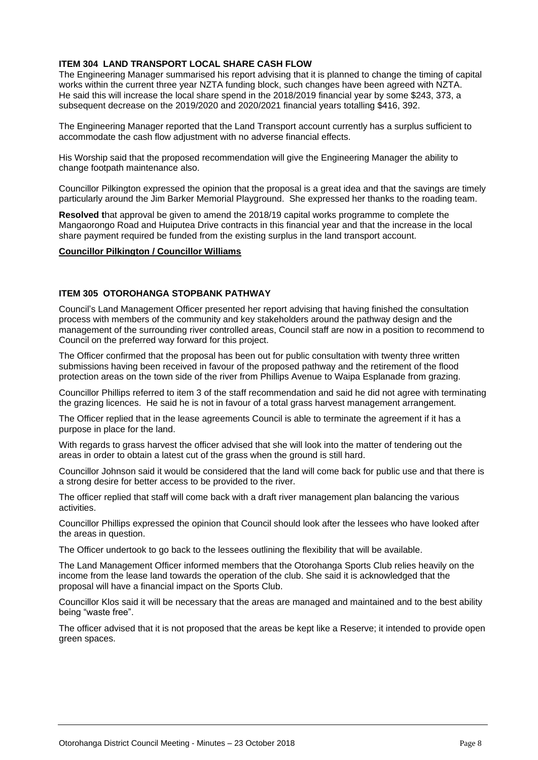**ITEM 304 LAND TRANSPORT LOCAL SHARE CASH FLOW**

The Engineering Manager summarised his report advising that it is planned to change the timing of capital works within the current three year NZTA funding block, such changes have been agreed with NZTA. He said this will increase the local share spend in the 2018/2019 financial year by some $243, 373, a subsequent decrease on the 2019/2020 and 2020/2021 financial years totalling $416, 392.

The Engineering Manager reported that the Land Transport account currently has a surplus sufficient to accommodate the cash flow adjustment with no adverse financial effects.

His Worship said that the proposed recommendation will give the Engineering Manager the ability to change footpath maintenance also.

Councillor Pilkington expressed the opinion that the proposal is a great idea and that the savings are timely particularly around the Jim Barker Memorial Playground. She expressed her thanks to the roading team.

**Resolved t**hat approval be given to amend the 2018/19 capital works programme to complete the Mangaorongo Road and Huiputea Drive contracts in this financial year and that the increase in the local share payment required be funded from the existing surplus in the land transport account.

**Councillor Pilkington / Councillor Williams**

**ITEM 305 OTOROHANGA STOPBANK PATHWAY**

Council's Land Management Officer presented her report advising that having finished the consultation process with members of the community and key stakeholders around the pathway design and the management of the surrounding river controlled areas, Council staff are now in a position to recommend to Council on the preferred way forward for this project.

The Officer confirmed that the proposal has been out for public consultation with twenty three written submissions having been received in favour of the proposed pathway and the retirement of the flood protection areas on the town side of the river from Phillips Avenue to Waipa Esplanade from grazing.

Councillor Phillips referred to item 3 of the staff recommendation and said he did not agree with terminating the grazing licences. He said he is not in favour of a total grass harvest management arrangement.

The Officer replied that in the lease agreements Council is able to terminate the agreement if it has a purpose in place for the land.

With regards to grass harvest the officer advised that she will look into the matter of tendering out the areas in order to obtain a latest cut of the grass when the ground is still hard.

Councillor Johnson said it would be considered that the land will come back for public use and that there is a strong desire for better access to be provided to the river.

The officer replied that staff will come back with a draft river management plan balancing the various activities.

Councillor Phillips expressed the opinion that Council should look after the lessees who have looked after the areas in question.

The Officer undertook to go back to the lessees outlining the flexibility that will be available.

The Land Management Officer informed members that the Otorohanga Sports Club relies heavily on the income from the lease land towards the operation of the club. She said it is acknowledged that the proposal will have a financial impact on the Sports Club.

Councillor Klos said it will be necessary that the areas are managed and maintained and to the best ability being "waste free".

The officer advised that it is not proposed that the areas be kept like a Reserve; it intended to provide open green spaces.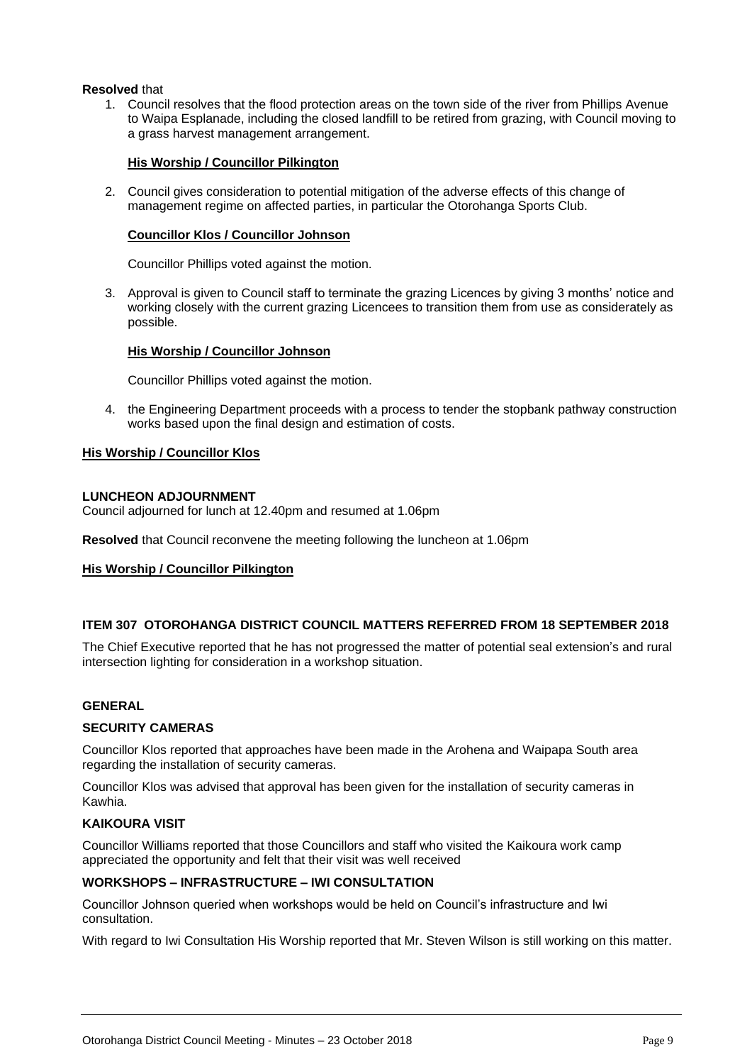**Resolved** that

1. Council resolves that the flood protection areas on the town side of the river from Phillips Avenue to Waipa Esplanade, including the closed landfill to be retired from grazing, with Council moving to a grass harvest management arrangement.

   **His Worship / Councillor Pilkington**

2. Council gives consideration to potential mitigation of the adverse effects of this change of management regime on affected parties, in particular the Otorohanga Sports Club.

   **Councillor Klos / Councillor Johnson**

   Councillor Phillips voted against the motion.

3. Approval is given to Council staff to terminate the grazing Licences by giving 3 months' notice and working closely with the current grazing Licencees to transition them from use as considerately as possible.

   **His Worship / Councillor Johnson**

   Councillor Phillips voted against the motion.

4. the Engineering Department proceeds with a process to tender the stopbank pathway construction works based upon the final design and estimation of costs.

**His Worship / Councillor Klos**

**LUNCHEON ADJOURNMENT**

Council adjourned for lunch at 12.40pm and resumed at 1.06pm

**Resolved** that Council reconvene the meeting following the luncheon at 1.06pm

**His Worship / Councillor Pilkington**

**ITEM 307 OTOROHANGA DISTRICT COUNCIL MATTERS REFERRED FROM 18 SEPTEMBER 2018**

The Chief Executive reported that he has not progressed the matter of potential seal extension's and rural intersection lighting for consideration in a workshop situation.

**GENERAL**

**SECURITY CAMERAS**

Councillor Klos reported that approaches have been made in the Arohena and Waipapa South area regarding the installation of security cameras.

Councillor Klos was advised that approval has been given for the installation of security cameras in Kawhia.

**KAIKOURA VISIT**

Councillor Williams reported that those Councillors and staff who visited the Kaikoura work camp appreciated the opportunity and felt that their visit was well received

**WORKSHOPS – INFRASTRUCTURE – IWI CONSULTATION**

Councillor Johnson queried when workshops would be held on Council's infrastructure and Iwi consultation.

With regard to Iwi Consultation His Worship reported that Mr. Steven Wilson is still working on this matter.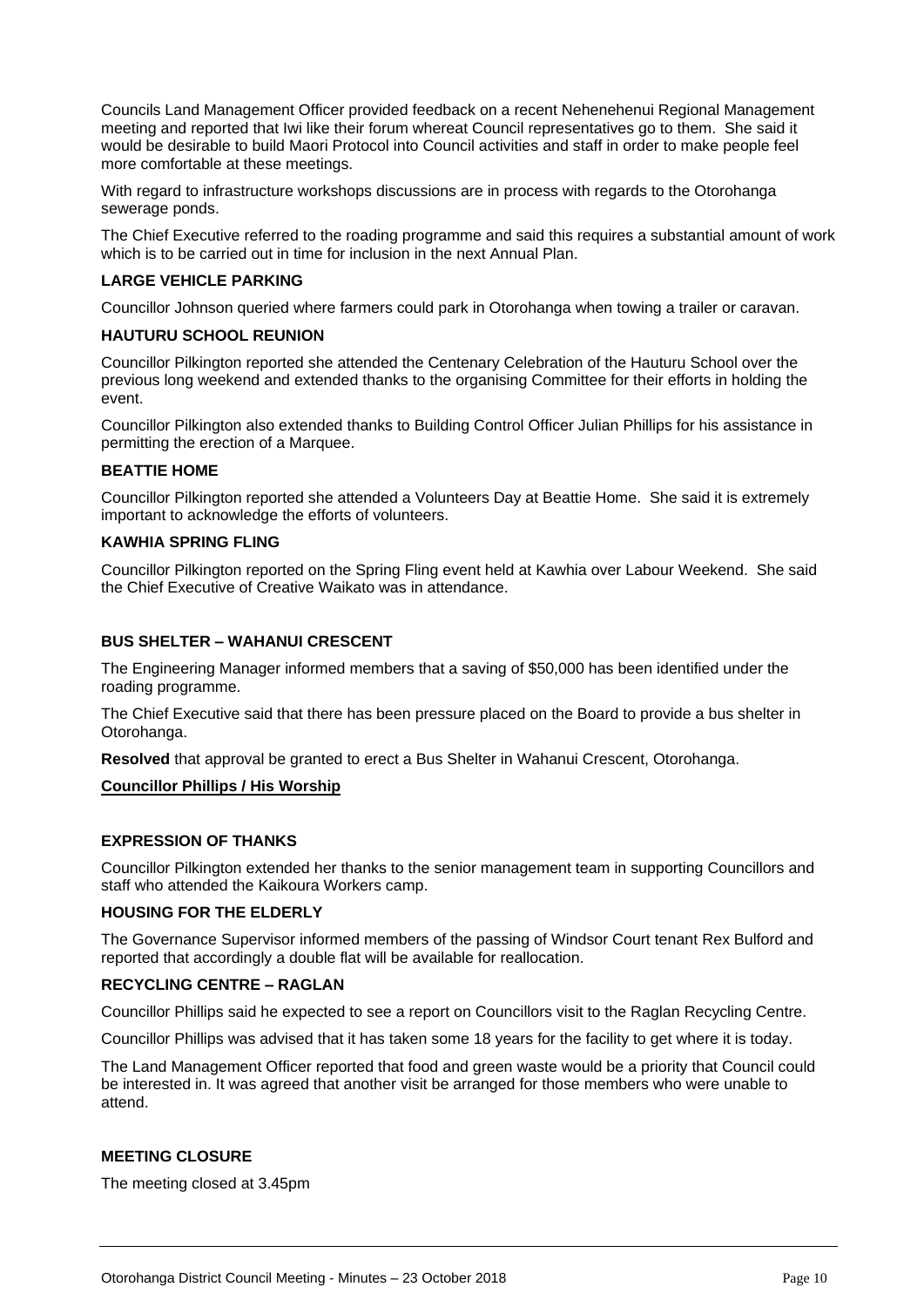Councils Land Management Officer provided feedback on a recent Nehenehenui Regional Management meeting and reported that Iwi like their forum whereat Council representatives go to them. She said it would be desirable to build Maori Protocol into Council activities and staff in order to make people feel more comfortable at these meetings.

With regard to infrastructure workshops discussions are in process with regards to the Otorohanga sewerage ponds.

The Chief Executive referred to the roading programme and said this requires a substantial amount of work which is to be carried out in time for inclusion in the next Annual Plan.

**LARGE VEHICLE PARKING**

Councillor Johnson queried where farmers could park in Otorohanga when towing a trailer or caravan.

**HAUTURU SCHOOL REUNION**

Councillor Pilkington reported she attended the Centenary Celebration of the Hauturu School over the previous long weekend and extended thanks to the organising Committee for their efforts in holding the event.

Councillor Pilkington also extended thanks to Building Control Officer Julian Phillips for his assistance in permitting the erection of a Marquee.

**BEATTIE HOME**

Councillor Pilkington reported she attended a Volunteers Day at Beattie Home. She said it is extremely important to acknowledge the efforts of volunteers.

**KAWHIA SPRING FLING**

Councillor Pilkington reported on the Spring Fling event held at Kawhia over Labour Weekend. She said the Chief Executive of Creative Waikato was in attendance.

**BUS SHELTER – WAHANUI CRESCENT**

The Engineering Manager informed members that a saving of $50,000 has been identified under the roading programme.

The Chief Executive said that there has been pressure placed on the Board to provide a bus shelter in Otorohanga.

**Resolved** that approval be granted to erect a Bus Shelter in Wahanui Crescent, Otorohanga.

**Councillor Phillips / His Worship**

**EXPRESSION OF THANKS**

Councillor Pilkington extended her thanks to the senior management team in supporting Councillors and staff who attended the Kaikoura Workers camp.

**HOUSING FOR THE ELDERLY**

The Governance Supervisor informed members of the passing of Windsor Court tenant Rex Bulford and reported that accordingly a double flat will be available for reallocation.

**RECYCLING CENTRE – RAGLAN**

Councillor Phillips said he expected to see a report on Councillors visit to the Raglan Recycling Centre.

Councillor Phillips was advised that it has taken some 18 years for the facility to get where it is today.

The Land Management Officer reported that food and green waste would be a priority that Council could be interested in. It was agreed that another visit be arranged for those members who were unable to attend.

**MEETING CLOSURE**

The meeting closed at 3.45pm